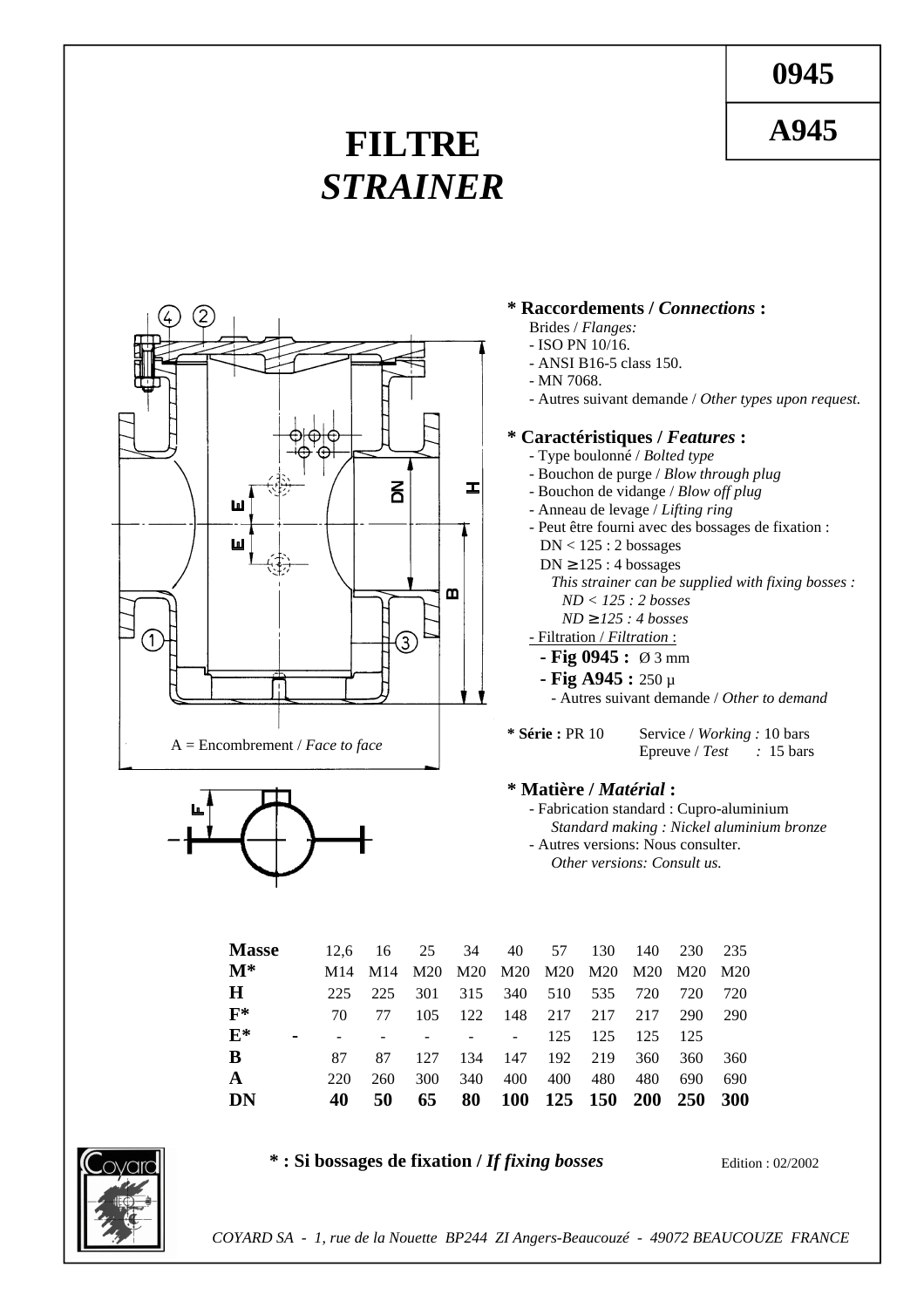**0945**

**A945**

# FILTRE
# *STRAINER*

A = Encombrement / *Face to face*

**\* Raccordements / *Connections* :**

Brides / *Flanges:*
- ISO PN 10/16.
- ANSI B16-5 class 150.
- MN 7068.
- Autres suivant demande / *Other types upon request.*

**\* Caractéristiques / *Features* :**

- Type boulonné / *Bolted type*
- Bouchon de purge / *Blow through plug*
- Bouchon de vidange / *Blow off plug*
- Anneau de levage / *Lifting ring*
- Peut être fourni avec des bossages de fixation :
  DN < 125 : 2 bossages
  DN ≥ 125 : 4 bossages
  *This strainer can be supplied with fixing bosses :*
  *ND < 125 : 2 bosses*
  *ND ≥ 125 : 4 bosses*
- Filtration / *Filtration* :
  - **Fig 0945 :** Ø 3 mm
  - **Fig A945 :** 250 µ
  - Autres suivant demande / *Other to demand*

**\* Série :** PR 10 Service / *Working :* 10 bars
Epreuve / *Test :* 15 bars

**\* Matière / *Matérial* :**

- Fabrication standard : Cupro-aluminium
  *Standard making : Nickel aluminium bronze*
- Autres versions: Nous consulter.
  *Other versions: Consult us.*

| | | | | | | | | | | |
|---|---|---|---|---|---|---|---|---|---|---|
| **Masse** | 12,6 | 16 | 25 | 34 | 40 | 57 | 130 | 140 | 230 | 235 |
| **M\*** | M14 | M14 | M20 | M20 | M20 | M20 | M20 | M20 | M20 | M20 |
| **H** | 225 | 225 | 301 | 315 | 340 | 510 | 535 | 720 | 720 | 720 |
| **F\*** | 70 | 77 | 105 | 122 | 148 | 217 | 217 | 217 | 290 | 290 |
| **E\*** | - | - | - | - | - | 125 | 125 | 125 | 125 | |
| **B** | 87 | 87 | 127 | 134 | 147 | 192 | 219 | 360 | 360 | 360 |
| **A** | 220 | 260 | 300 | 340 | 400 | 400 | 480 | 480 | 690 | 690 |
| **DN** | **40** | **50** | **65** | **80** | **100** | **125** | **150** | **200** | **250** | **300** |

**\* : Si bossages de fixation / *If fixing bosses***

Edition : 02/2002

*COYARD SA - 1, rue de la Nouette BP244 ZI Angers-Beaucouzé - 49072 BEAUCOUZE FRANCE*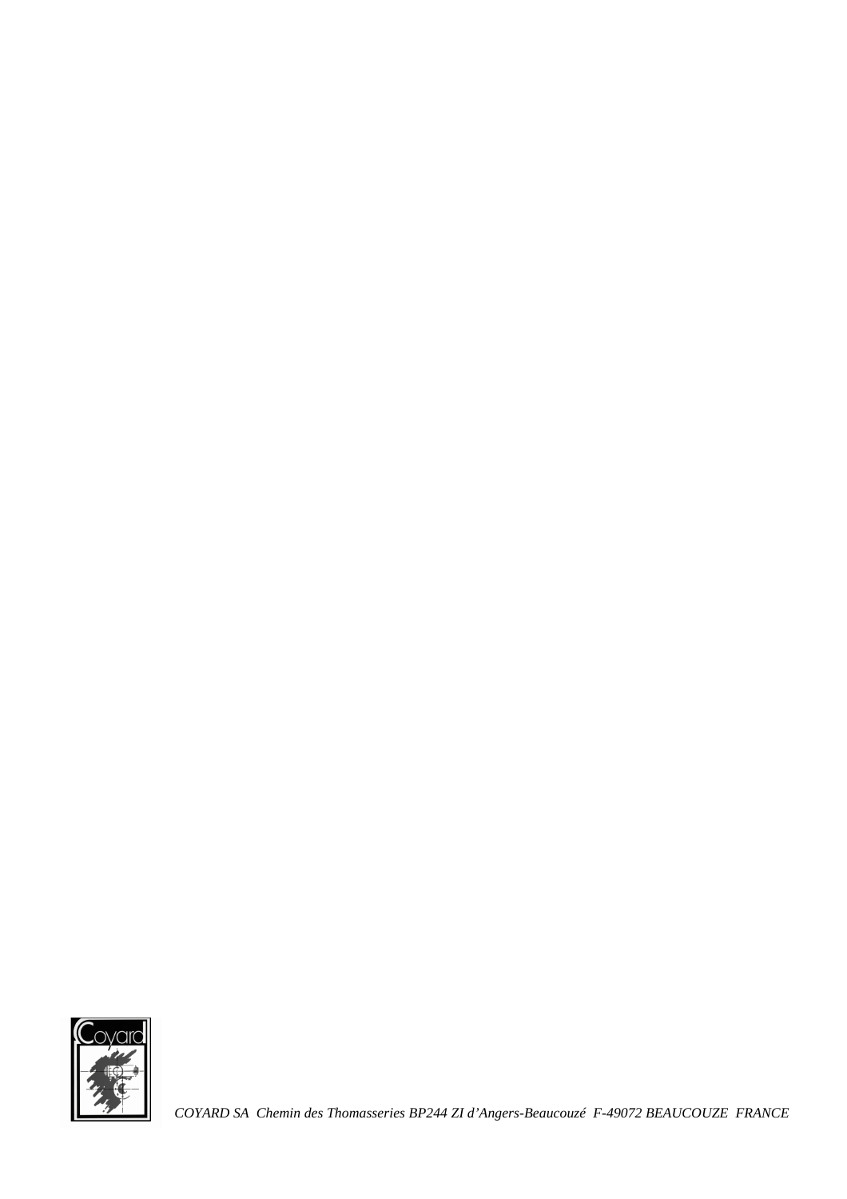*COYARD SA  Chemin des Thomasseries BP244 ZI d'Angers-Beaucouzé  F-49072 BEAUCOUZE  FRANCE*